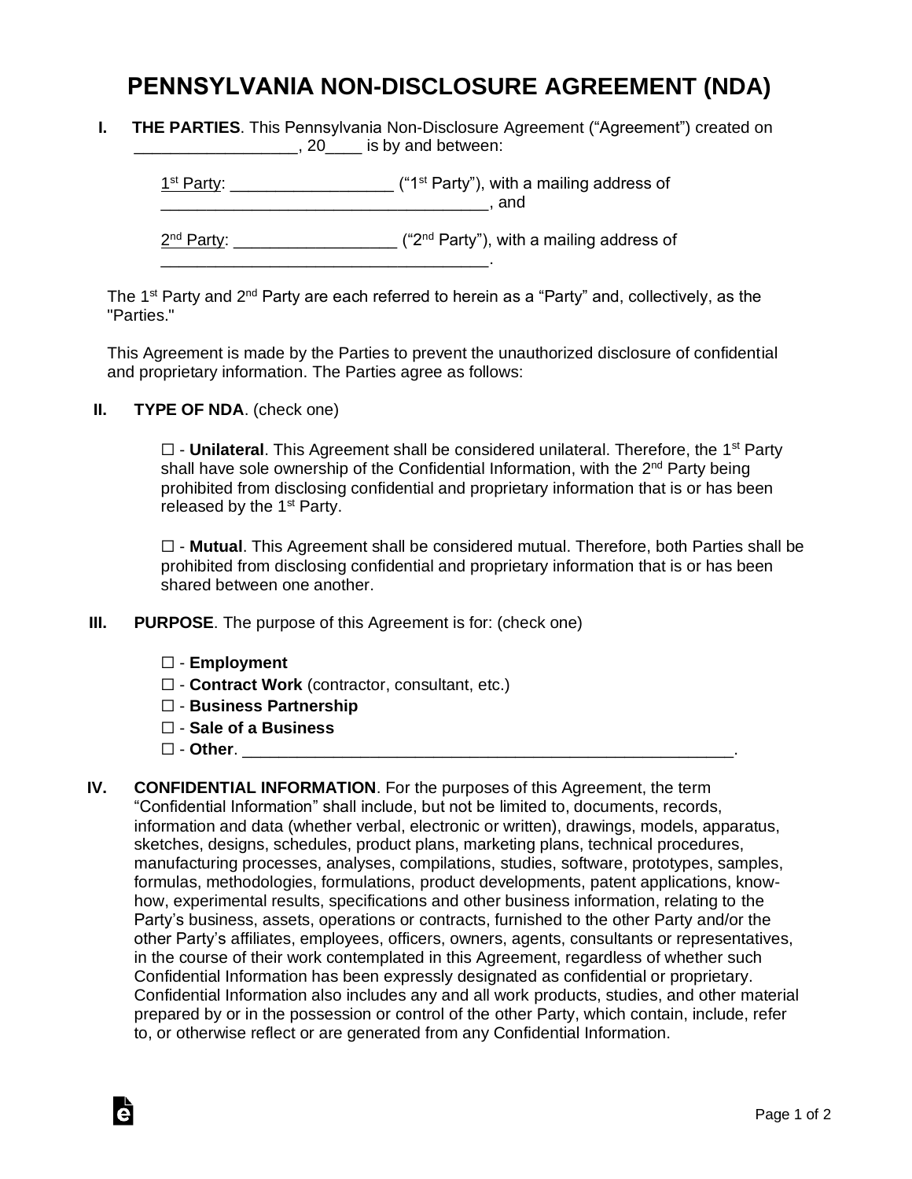# PENNSYLVANIA NON-DISCLOSURE AGREEMENT (NDA)

**I. THE PARTIES**. This Pennsylvania Non-Disclosure Agreement ("Agreement") created on __________________, 20____ is by and between:

1st Party: _________________ ("1st Party"), with a mailing address of ____________________________________, and

2nd Party: _________________ ("2nd Party"), with a mailing address of ____________________________________.

The 1st Party and 2nd Party are each referred to herein as a "Party" and, collectively, as the "Parties."

This Agreement is made by the Parties to prevent the unauthorized disclosure of confidential and proprietary information. The Parties agree as follows:

**II. TYPE OF NDA**. (check one)

☐ - **Unilateral**. This Agreement shall be considered unilateral. Therefore, the 1st Party shall have sole ownership of the Confidential Information, with the 2nd Party being prohibited from disclosing confidential and proprietary information that is or has been released by the 1st Party.

☐ - **Mutual**. This Agreement shall be considered mutual. Therefore, both Parties shall be prohibited from disclosing confidential and proprietary information that is or has been shared between one another.

**III. PURPOSE**. The purpose of this Agreement is for: (check one)

☐ - **Employment**
☐ - **Contract Work** (contractor, consultant, etc.)
☐ - **Business Partnership**
☐ - **Sale of a Business**
☐ - **Other**. _______________________________________________________.

**IV. CONFIDENTIAL INFORMATION**. For the purposes of this Agreement, the term "Confidential Information" shall include, but not be limited to, documents, records, information and data (whether verbal, electronic or written), drawings, models, apparatus, sketches, designs, schedules, product plans, marketing plans, technical procedures, manufacturing processes, analyses, compilations, studies, software, prototypes, samples, formulas, methodologies, formulations, product developments, patent applications, know-how, experimental results, specifications and other business information, relating to the Party's business, assets, operations or contracts, furnished to the other Party and/or the other Party's affiliates, employees, officers, owners, agents, consultants or representatives, in the course of their work contemplated in this Agreement, regardless of whether such Confidential Information has been expressly designated as confidential or proprietary. Confidential Information also includes any and all work products, studies, and other material prepared by or in the possession or control of the other Party, which contain, include, refer to, or otherwise reflect or are generated from any Confidential Information.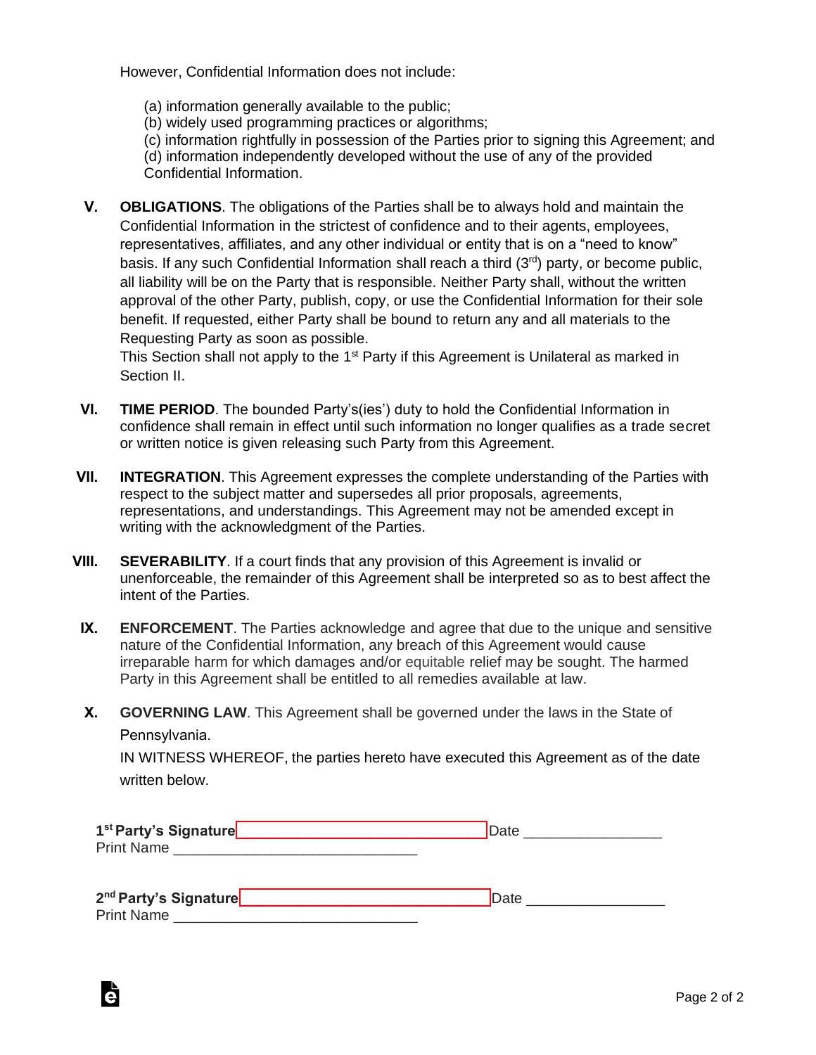However, Confidential Information does not include:

(a) information generally available to the public;
(b) widely used programming practices or algorithms;
(c) information rightfully in possession of the Parties prior to signing this Agreement; and
(d) information independently developed without the use of any of the provided Confidential Information.

**V. OBLIGATIONS**. The obligations of the Parties shall be to always hold and maintain the Confidential Information in the strictest of confidence and to their agents, employees, representatives, affiliates, and any other individual or entity that is on a "need to know" basis. If any such Confidential Information shall reach a third (3rd) party, or become public, all liability will be on the Party that is responsible. Neither Party shall, without the written approval of the other Party, publish, copy, or use the Confidential Information for their sole benefit. If requested, either Party shall be bound to return any and all materials to the Requesting Party as soon as possible.
This Section shall not apply to the 1st Party if this Agreement is Unilateral as marked in Section II.

**VI. TIME PERIOD**. The bounded Party's(ies') duty to hold the Confidential Information in confidence shall remain in effect until such information no longer qualifies as a trade secret or written notice is given releasing such Party from this Agreement.

**VII. INTEGRATION**. This Agreement expresses the complete understanding of the Parties with respect to the subject matter and supersedes all prior proposals, agreements, representations, and understandings. This Agreement may not be amended except in writing with the acknowledgment of the Parties.

**VIII. SEVERABILITY**. If a court finds that any provision of this Agreement is invalid or unenforceable, the remainder of this Agreement shall be interpreted so as to best affect the intent of the Parties.

**IX. ENFORCEMENT**. The Parties acknowledge and agree that due to the unique and sensitive nature of the Confidential Information, any breach of this Agreement would cause irreparable harm for which damages and/or equitable relief may be sought. The harmed Party in this Agreement shall be entitled to all remedies available at law.

**X. GOVERNING LAW**. This Agreement shall be governed under the laws in the State of Pennsylvania.

IN WITNESS WHEREOF, the parties hereto have executed this Agreement as of the date written below.

**1st Party's Signature** _______________________________ Date ________________
Print Name _______________________________

**2nd Party's Signature** _______________________________ Date ________________
Print Name _______________________________